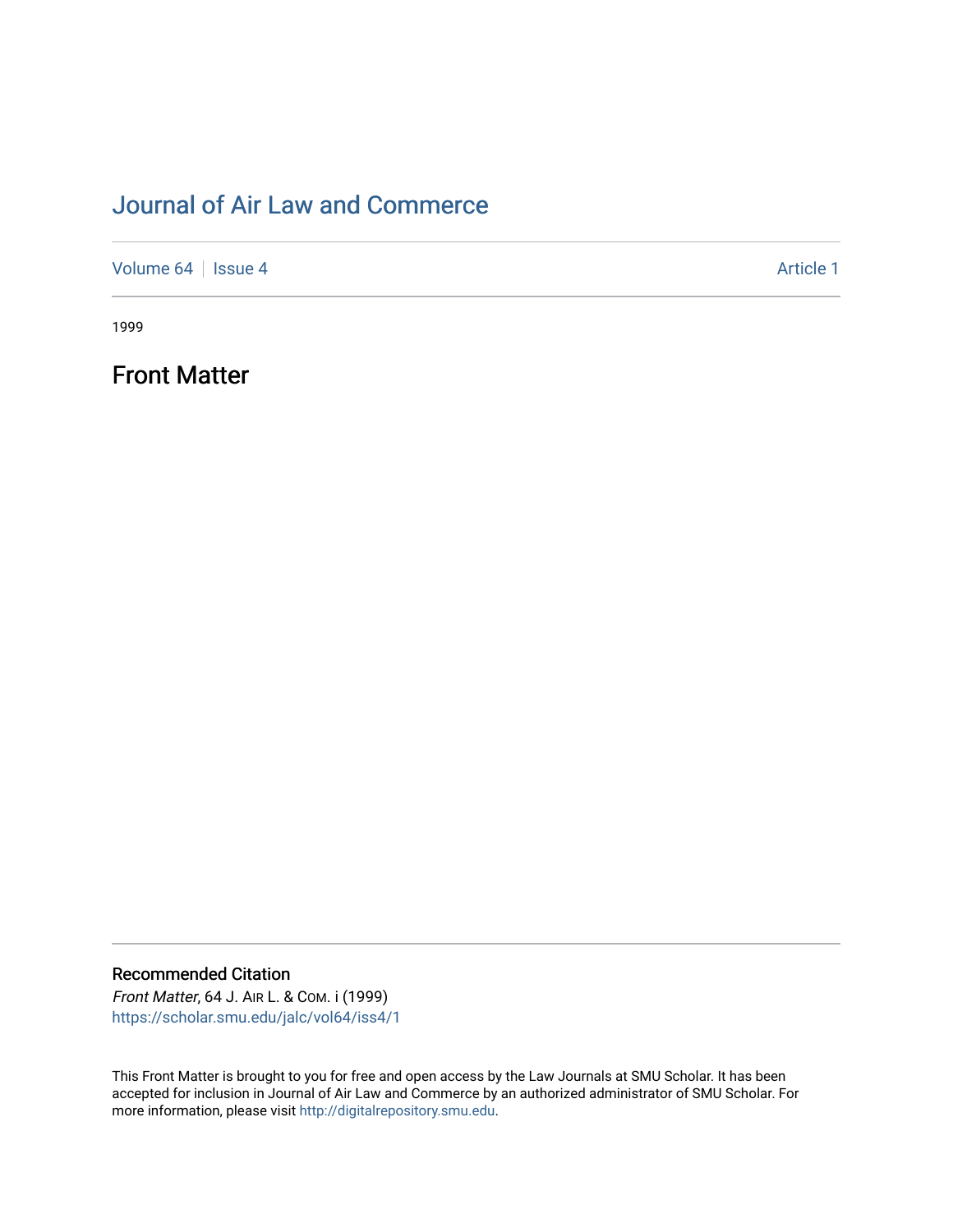# Journal of Air Law and Commerce

Volume 64 | Issue 4 | Article 1

1999

## Front Matter

### Recommended Citation

*Front Matter*, 64 J. AIR L. & COM. i (1999)
https://scholar.smu.edu/jalc/vol64/iss4/1

This Front Matter is brought to you for free and open access by the Law Journals at SMU Scholar. It has been accepted for inclusion in Journal of Air Law and Commerce by an authorized administrator of SMU Scholar. For more information, please visit http://digitalrepository.smu.edu.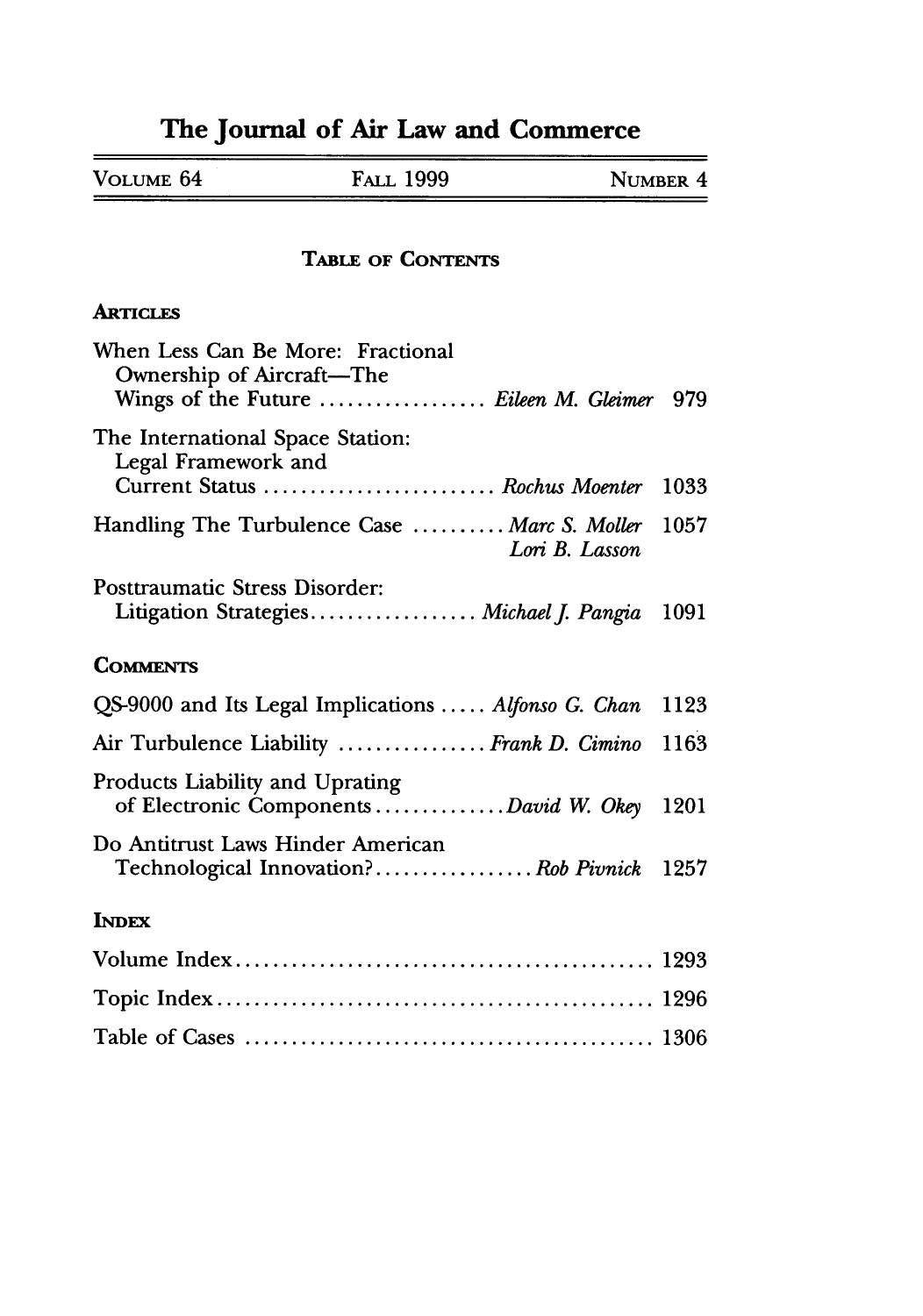# The Journal of Air Law and Commerce

VOLUME 64 — FALL 1999 — NUMBER 4

## TABLE OF CONTENTS

### ARTICLES

When Less Can Be More: Fractional Ownership of Aircraft—The Wings of the Future .................. *Eileen M. Gleimer* 979

The International Space Station: Legal Framework and Current Status .......................... *Rochus Moenter* 1033

Handling The Turbulence Case .......... *Marc S. Moller*, *Lori B. Lasson* 1057

Posttraumatic Stress Disorder: Litigation Strategies.................. *Michael J. Pangia* 1091

### COMMENTS

QS-9000 and Its Legal Implications ..... *Alfonso G. Chan* 1123

Air Turbulence Liability ................ *Frank D. Cimino* 1163

Products Liability and Uprating of Electronic Components.............. *David W. Okey* 1201

Do Antitrust Laws Hinder American Technological Innovation?................. *Rob Pivnick* 1257

### INDEX

Volume Index............................................. 1293

Topic Index............................................... 1296

Table of Cases ........................................... 1306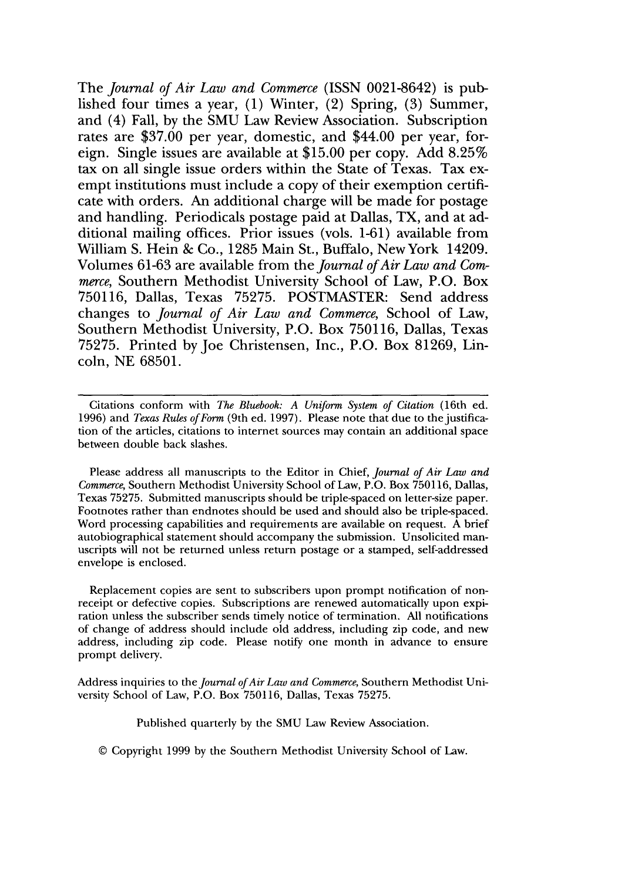The *Journal of Air Law and Commerce* (ISSN 0021-8642) is published four times a year, (1) Winter, (2) Spring, (3) Summer, and (4) Fall, by the SMU Law Review Association. Subscription rates are $37.00 per year, domestic, and $44.00 per year, foreign. Single issues are available at $15.00 per copy. Add 8.25% tax on all single issue orders within the State of Texas. Tax exempt institutions must include a copy of their exemption certificate with orders. An additional charge will be made for postage and handling. Periodicals postage paid at Dallas, TX, and at additional mailing offices. Prior issues (vols. 1-61) available from William S. Hein & Co., 1285 Main St., Buffalo, New York 14209. Volumes 61-63 are available from the *Journal of Air Law and Commerce*, Southern Methodist University School of Law, P.O. Box 750116, Dallas, Texas 75275. POSTMASTER: Send address changes to *Journal of Air Law and Commerce*, School of Law, Southern Methodist University, P.O. Box 750116, Dallas, Texas 75275. Printed by Joe Christensen, Inc., P.O. Box 81269, Lincoln, NE 68501.

---

Citations conform with *The Bluebook: A Uniform System of Citation* (16th ed. 1996) and *Texas Rules of Form* (9th ed. 1997). Please note that due to the justification of the articles, citations to internet sources may contain an additional space between double back slashes.

Please address all manuscripts to the Editor in Chief, *Journal of Air Law and Commerce*, Southern Methodist University School of Law, P.O. Box 750116, Dallas, Texas 75275. Submitted manuscripts should be triple-spaced on letter-size paper. Footnotes rather than endnotes should be used and should also be triple-spaced. Word processing capabilities and requirements are available on request. A brief autobiographical statement should accompany the submission. Unsolicited manuscripts will not be returned unless return postage or a stamped, self-addressed envelope is enclosed.

Replacement copies are sent to subscribers upon prompt notification of nonreceipt or defective copies. Subscriptions are renewed automatically upon expiration unless the subscriber sends timely notice of termination. All notifications of change of address should include old address, including zip code, and new address, including zip code. Please notify one month in advance to ensure prompt delivery.

Address inquiries to the *Journal of Air Law and Commerce*, Southern Methodist University School of Law, P.O. Box 750116, Dallas, Texas 75275.

Published quarterly by the SMU Law Review Association.

© Copyright 1999 by the Southern Methodist University School of Law.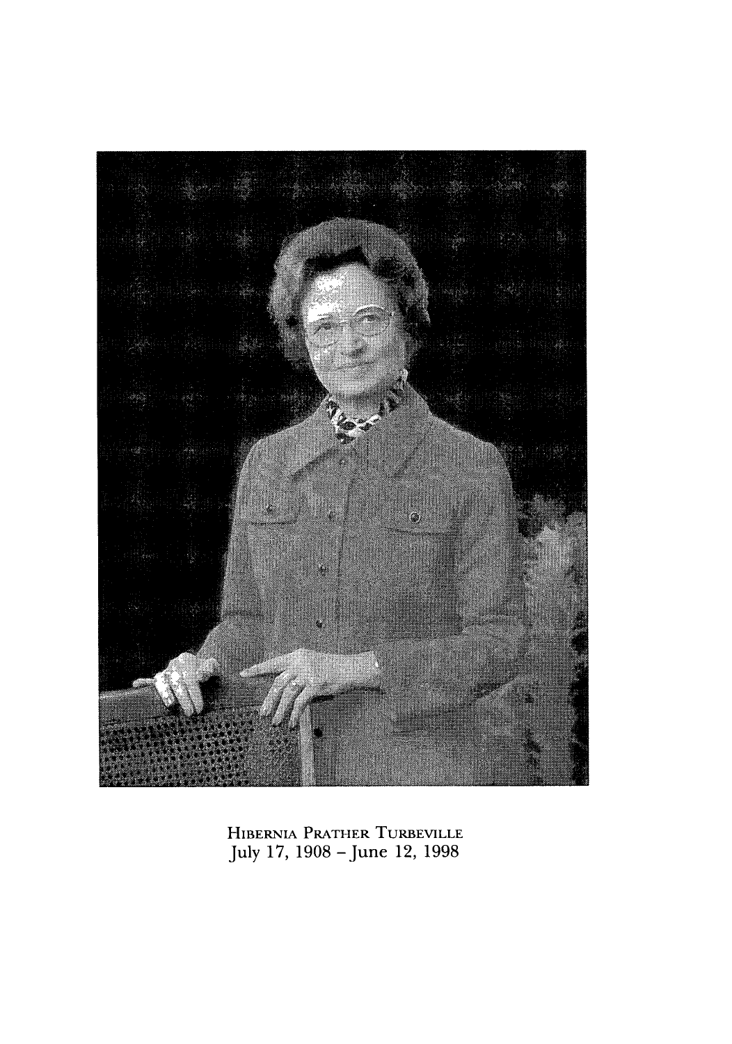HIBERNIA PRATHER TURBEVILLE
July 17, 1908 – June 12, 1998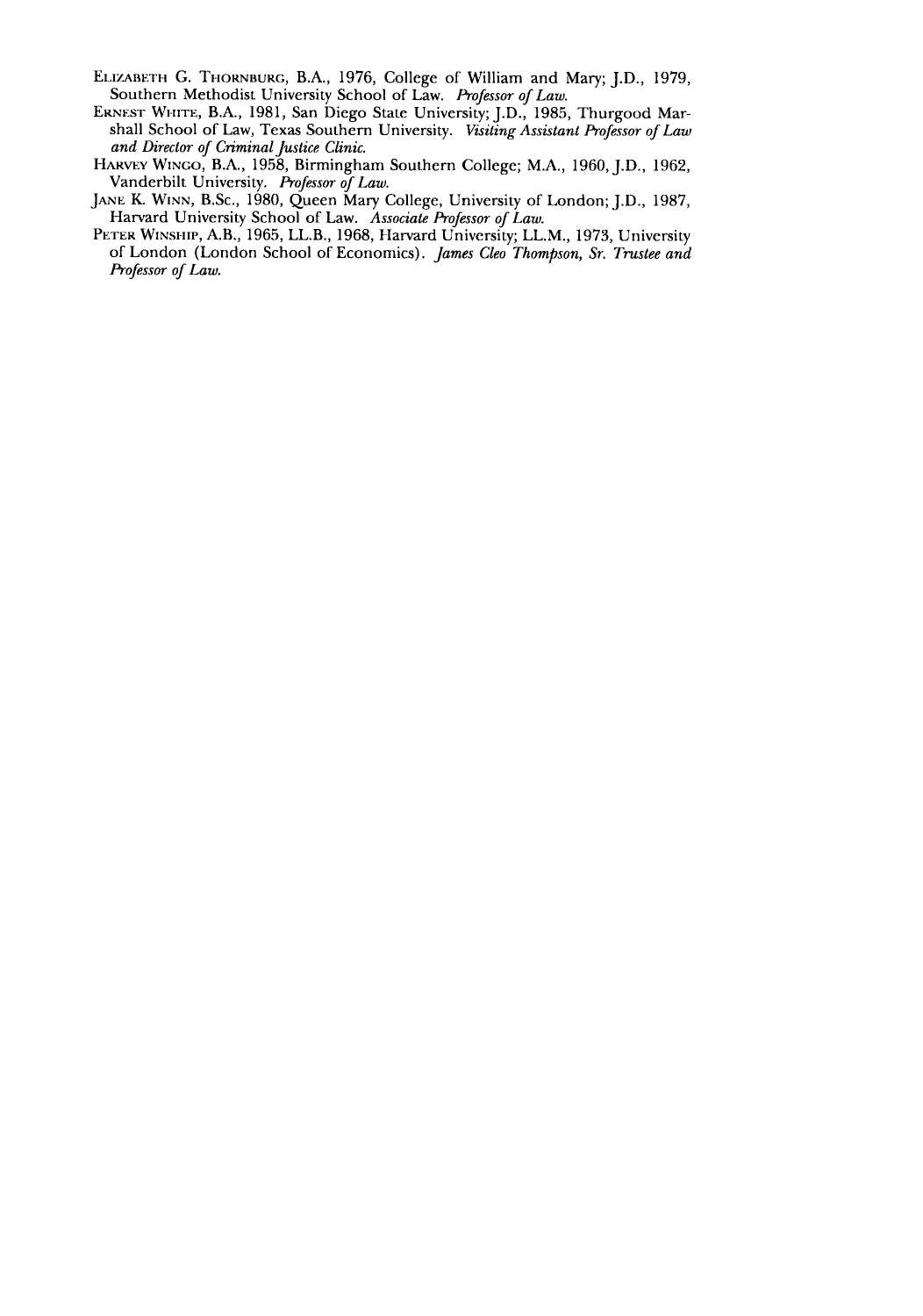Elizabeth G. Thornburg, B.A., 1976, College of William and Mary; J.D., 1979, Southern Methodist University School of Law. *Professor of Law.*

Ernest White, B.A., 1981, San Diego State University; J.D., 1985, Thurgood Marshall School of Law, Texas Southern University. *Visiting Assistant Professor of Law and Director of Criminal Justice Clinic.*

Harvey Wingo, B.A., 1958, Birmingham Southern College; M.A., 1960, J.D., 1962, Vanderbilt University. *Professor of Law.*

Jane K. Winn, B.Sc., 1980, Queen Mary College, University of London; J.D., 1987, Harvard University School of Law. *Associate Professor of Law.*

Peter Winship, A.B., 1965, LL.B., 1968, Harvard University; LL.M., 1973, University of London (London School of Economics). *James Cleo Thompson, Sr. Trustee and Professor of Law.*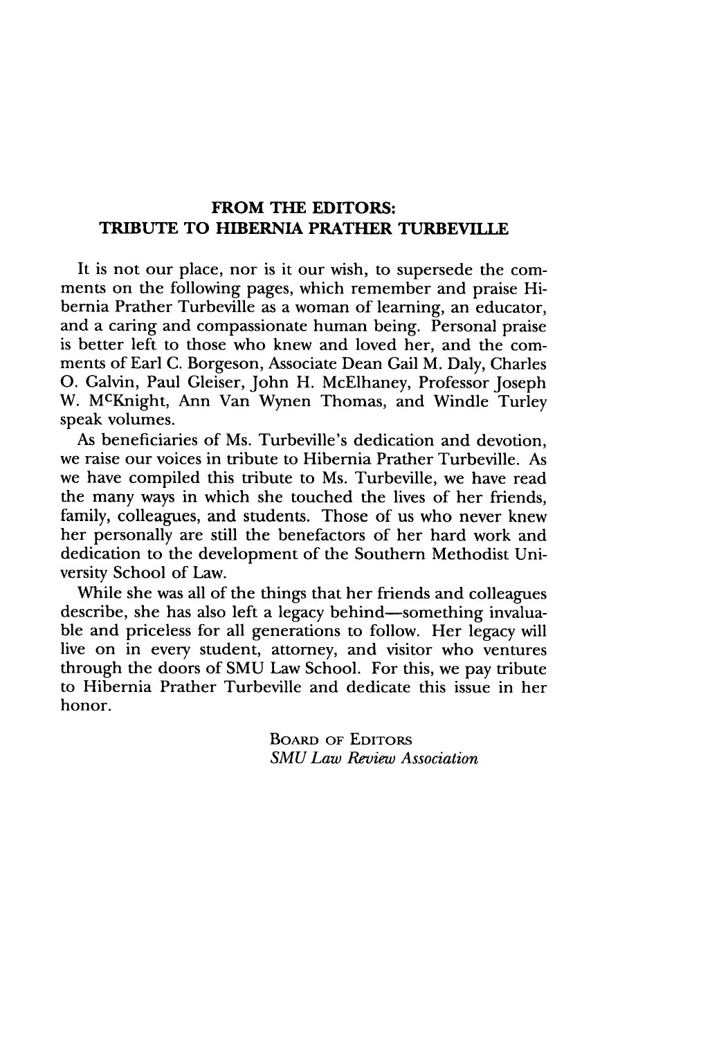## FROM THE EDITORS: TRIBUTE TO HIBERNIA PRATHER TURBEVILLE

It is not our place, nor is it our wish, to supersede the comments on the following pages, which remember and praise Hibernia Prather Turbeville as a woman of learning, an educator, and a caring and compassionate human being. Personal praise is better left to those who knew and loved her, and the comments of Earl C. Borgeson, Associate Dean Gail M. Daly, Charles O. Galvin, Paul Gleiser, John H. McElhaney, Professor Joseph W. McKnight, Ann Van Wynen Thomas, and Windle Turley speak volumes.

As beneficiaries of Ms. Turbeville's dedication and devotion, we raise our voices in tribute to Hibernia Prather Turbeville. As we have compiled this tribute to Ms. Turbeville, we have read the many ways in which she touched the lives of her friends, family, colleagues, and students. Those of us who never knew her personally are still the benefactors of her hard work and dedication to the development of the Southern Methodist University School of Law.

While she was all of the things that her friends and colleagues describe, she has also left a legacy behind—something invaluable and priceless for all generations to follow. Her legacy will live on in every student, attorney, and visitor who ventures through the doors of SMU Law School. For this, we pay tribute to Hibernia Prather Turbeville and dedicate this issue in her honor.

BOARD OF EDITORS
*SMU Law Review Association*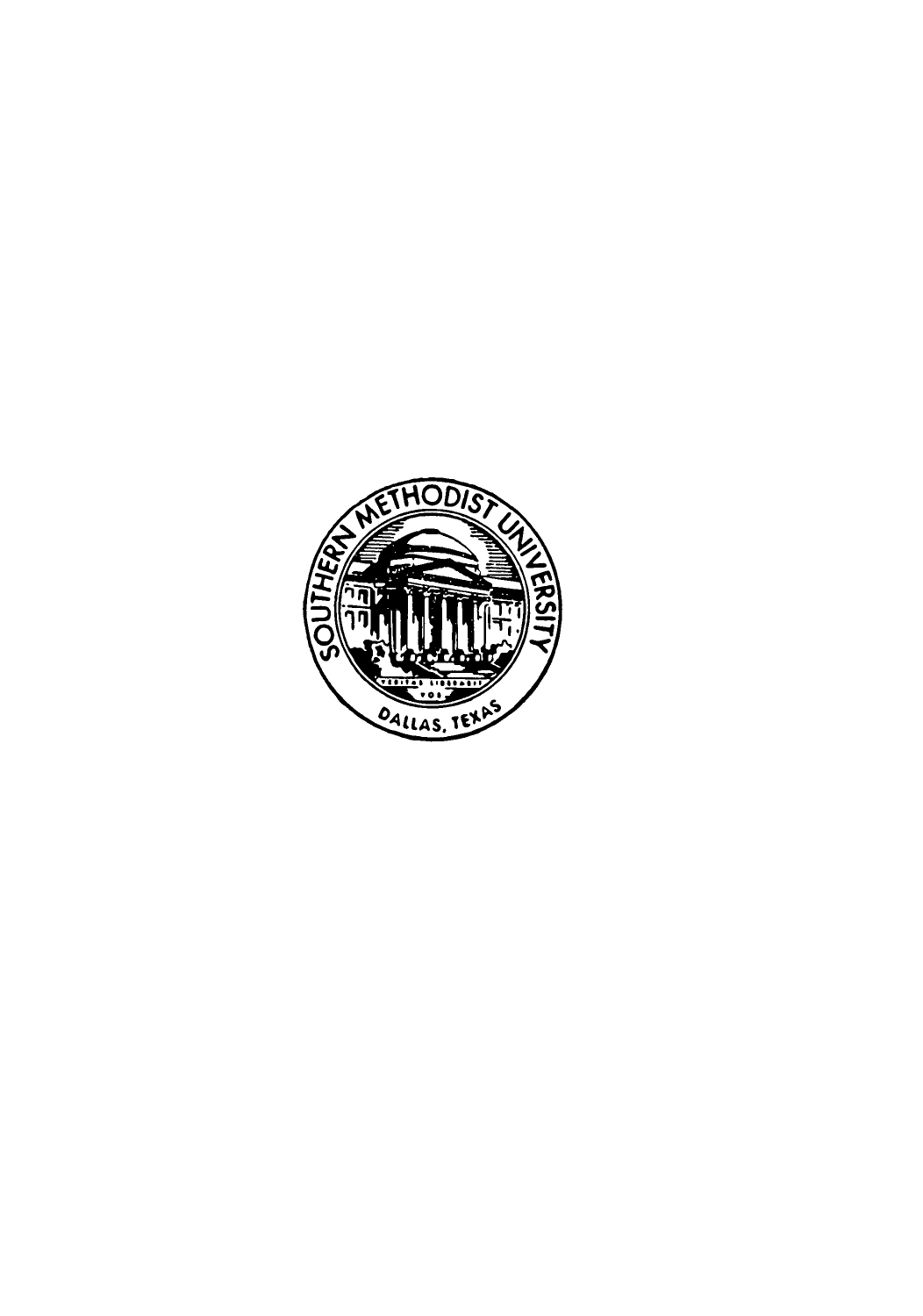SOUTHERN METHODIST UNIVERSITY

VERITAS LIBERABIT VOS

DALLAS, TEXAS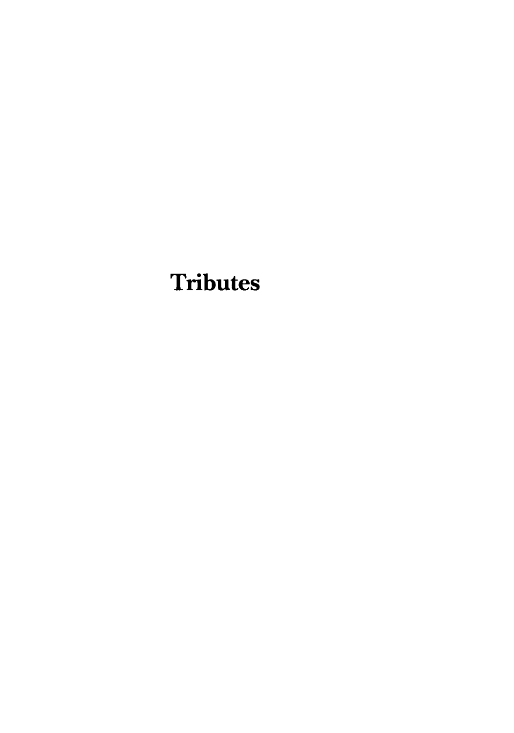# Tributes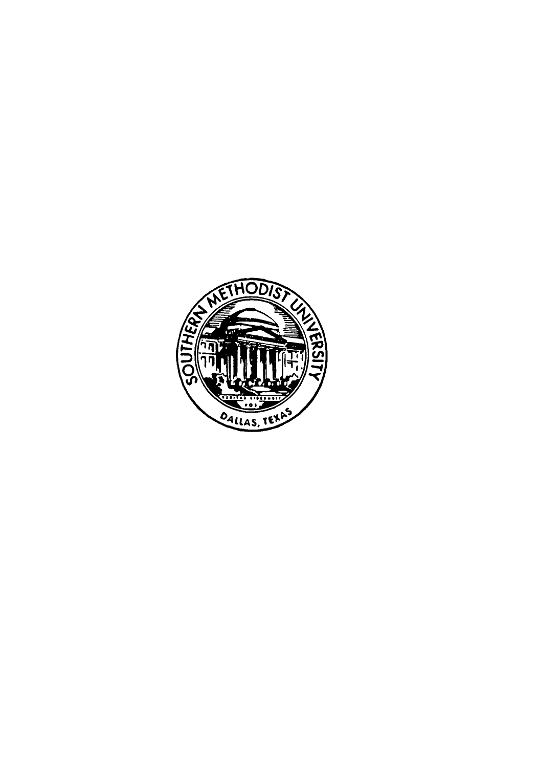SOUTHERN METHODIST UNIVERSITY

VERITAS LIBERABIT VOS

DALLAS, TEXAS